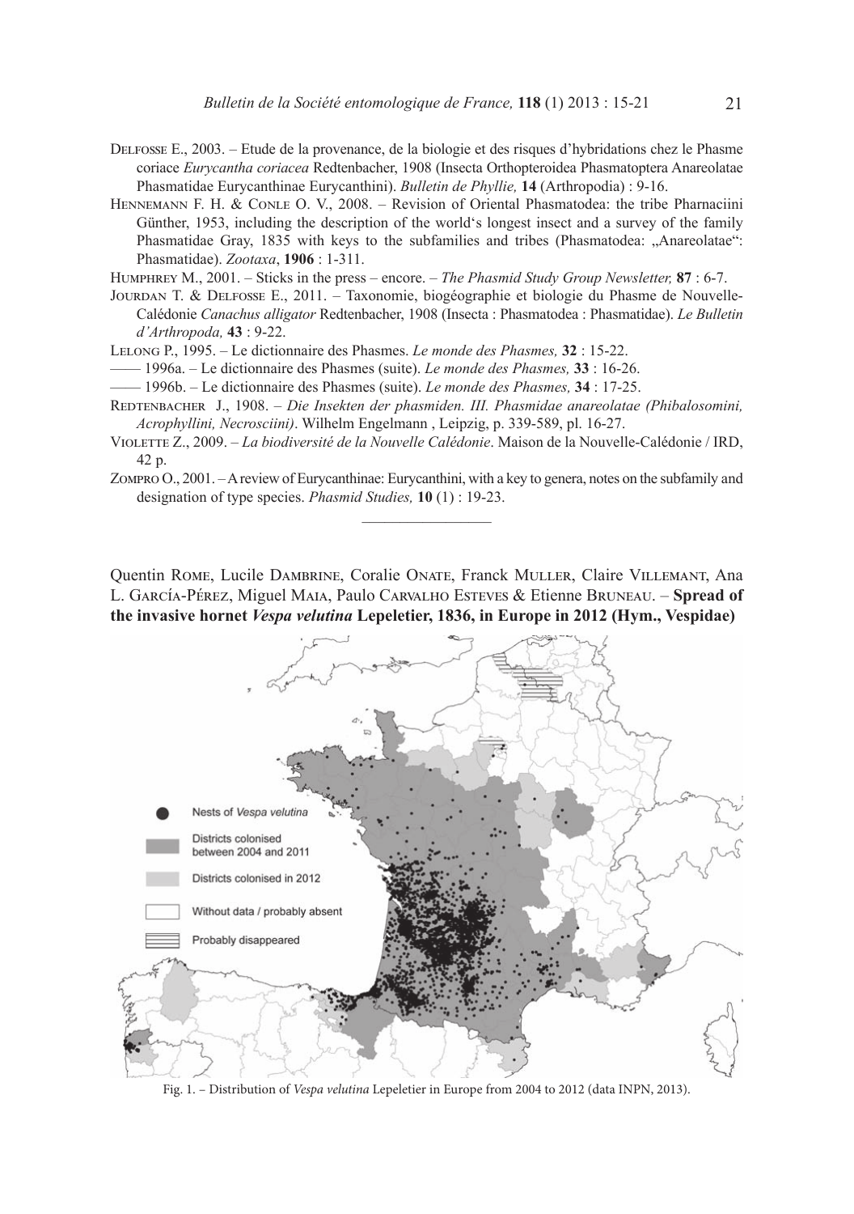Delfosse E., 2003. – Etude de la provenance, de la biologie et des risques d'hybridations chez le Phasme coriace *Eurycantha coriacea* Redtenbacher, 1908 (Insecta Orthopteroidea Phasmatoptera Anareolatae Phasmatidae Eurycanthinae Eurycanthini). *Bulletin de Phyllie,* **14** (Arthropodia) : 9-16.

Hennemann F. H. & Conle O. V., 2008. – Revision of Oriental Phasmatodea: the tribe Pharnaciini Günther, 1953, including the description of the world's longest insect and a survey of the family Phasmatidae Gray, 1835 with keys to the subfamilies and tribes (Phasmatodea: „Anareolatae": Phasmatidae). *Zootaxa*, **1906** : 1-311.

Humphrey M., 2001. – Sticks in the press – encore. – *The Phasmid Study Group Newsletter,* **87** : 6-7.

Jourdan T. & Delfosse E., 2011. – Taxonomie, biogéographie et biologie du Phasme de Nouvelle-Calédonie *Canachus alligator* Redtenbacher, 1908 (Insecta : Phasmatodea : Phasmatidae). *Le Bulletin d'Arthropoda,* **43** : 9-22.

Lelong P., 1995. – Le dictionnaire des Phasmes. *Le monde des Phasmes,* **32** : 15-22.

—— 1996a. – Le dictionnaire des Phasmes (suite). *Le monde des Phasmes,* **33** : 16-26.

—— 1996b. – Le dictionnaire des Phasmes (suite). *Le monde des Phasmes,* **34** : 17-25.

Redtenbacher J., 1908. – *Die Insekten der phasmiden. III. Phasmidae anareolatae (Phibalosomini, Acrophyllini, Necrosciini)*. Wilhelm Engelmann , Leipzig, p. 339-589, pl. 16-27.

Violette Z., 2009. – *La biodiversité de la Nouvelle Calédonie*. Maison de la Nouvelle-Calédonie / IRD, 42 p.

Zompro O., 2001. – A review of Eurycanthinae: Eurycanthini, with a key to genera, notes on the subfamily and designation of type species. *Phasmid Studies,* **10** (1) : 19-23.

---

Quentin Rome, Lucile Dambrine, Coralie Onate, Franck Muller, Claire Villemant, Ana L. García-Pérez, Miguel Maia, Paulo Carvalho Esteves & Etienne Bruneau. – **Spread of the invasive hornet *Vespa velutina* Lepeletier, 1836, in Europe in 2012 (Hym., Vespidae)**

Nests of *Vespa velutina*

Districts colonised between 2004 and 2011

Districts colonised in 2012

Without data / probably absent

Probably disappeared

Fig. 1. – Distribution of *Vespa velutina* Lepeletier in Europe from 2004 to 2012 (data INPN, 2013).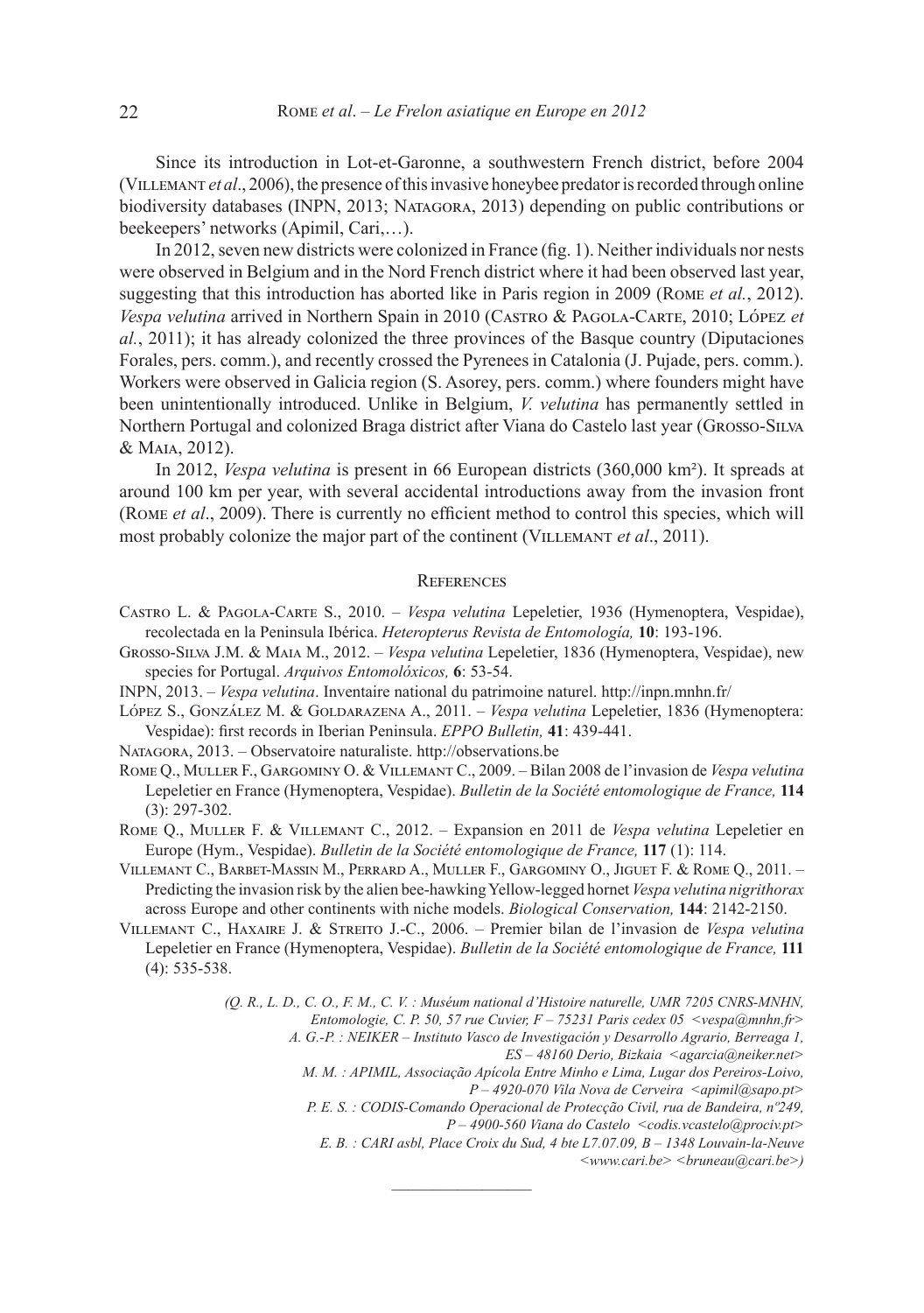Since its introduction in Lot-et-Garonne, a southwestern French district, before 2004 (Villemant *et al*., 2006), the presence of this invasive honeybee predator is recorded through online biodiversity databases (INPN, 2013; Natagora, 2013) depending on public contributions or beekeepers' networks (Apimil, Cari,…).

In 2012, seven new districts were colonized in France (fig. 1). Neither individuals nor nests were observed in Belgium and in the Nord French district where it had been observed last year, suggesting that this introduction has aborted like in Paris region in 2009 (Rome *et al.*, 2012). *Vespa velutina* arrived in Northern Spain in 2010 (Castro & Pagola-Carte, 2010; López *et al.*, 2011); it has already colonized the three provinces of the Basque country (Diputaciones Forales, pers. comm.), and recently crossed the Pyrenees in Catalonia (J. Pujade, pers. comm.). Workers were observed in Galicia region (S. Asorey, pers. comm.) where founders might have been unintentionally introduced. Unlike in Belgium, *V. velutina* has permanently settled in Northern Portugal and colonized Braga district after Viana do Castelo last year (Grosso-Silva & Maia, 2012).

In 2012, *Vespa velutina* is present in 66 European districts (360,000 km²). It spreads at around 100 km per year, with several accidental introductions away from the invasion front (Rome *et al*., 2009). There is currently no efficient method to control this species, which will most probably colonize the major part of the continent (Villemant *et al*., 2011).

## References

Castro L. & Pagola-Carte S., 2010. – *Vespa velutina* Lepeletier, 1936 (Hymenoptera, Vespidae), recolectada en la Peninsula Ibérica. *Heteropterus Revista de Entomología,* **10**: 193-196.

Grosso-Silva J.M. & Maia M., 2012. – *Vespa velutina* Lepeletier, 1836 (Hymenoptera, Vespidae), new species for Portugal. *Arquivos Entomolóxicos,* **6**: 53-54.

INPN, 2013. – *Vespa velutina*. Inventaire national du patrimoine naturel. http://inpn.mnhn.fr/

López S., González M. & Goldarazena A., 2011. – *Vespa velutina* Lepeletier, 1836 (Hymenoptera: Vespidae): first records in Iberian Peninsula. *EPPO Bulletin,* **41**: 439-441.

Natagora, 2013. – Observatoire naturaliste. http://observations.be

Rome Q., Muller F., Gargominy O. & Villemant C., 2009. – Bilan 2008 de l'invasion de *Vespa velutina* Lepeletier en France (Hymenoptera, Vespidae). *Bulletin de la Société entomologique de France,* **114** (3): 297-302.

Rome Q., Muller F. & Villemant C., 2012. – Expansion en 2011 de *Vespa velutina* Lepeletier en Europe (Hym., Vespidae). *Bulletin de la Société entomologique de France,* **117** (1): 114.

Villemant C., Barbet-Massin M., Perrard A., Muller F., Gargominy O., Jiguet F. & Rome Q., 2011. – Predicting the invasion risk by the alien bee-hawking Yellow-legged hornet *Vespa velutina nigrithorax* across Europe and other continents with niche models. *Biological Conservation,* **144**: 2142-2150.

Villemant C., Haxaire J. & Streito J.-C., 2006. – Premier bilan de l'invasion de *Vespa velutina* Lepeletier en France (Hymenoptera, Vespidae). *Bulletin de la Société entomologique de France,* **111** (4): 535-538.

*(Q. R., L. D., C. O., F. M., C. V. : Muséum national d'Histoire naturelle, UMR 7205 CNRS-MNHN, Entomologie, C. P. 50, 57 rue Cuvier, F – 75231 Paris cedex 05 <vespa@mnhn.fr>*
*A. G.-P. : NEIKER – Instituto Vasco de Investigación y Desarrollo Agrario, Berreaga 1, ES – 48160 Derio, Bizkaia <agarcia@neiker.net>*
*M. M. : APIMIL, Associação Apícola Entre Minho e Lima, Lugar dos Pereiros-Loivo, P – 4920-070 Vila Nova de Cerveira <apimil@sapo.pt>*
*P. E. S. : CODIS-Comando Operacional de Protecção Civil, rua de Bandeira, nº249, P – 4900-560 Viana do Castelo <codis.vcastelo@prociv.pt>*
*E. B. : CARI asbl, Place Croix du Sud, 4 bte L7.07.09, B – 1348 Louvain-la-Neuve <www.cari.be> <bruneau@cari.be>)*